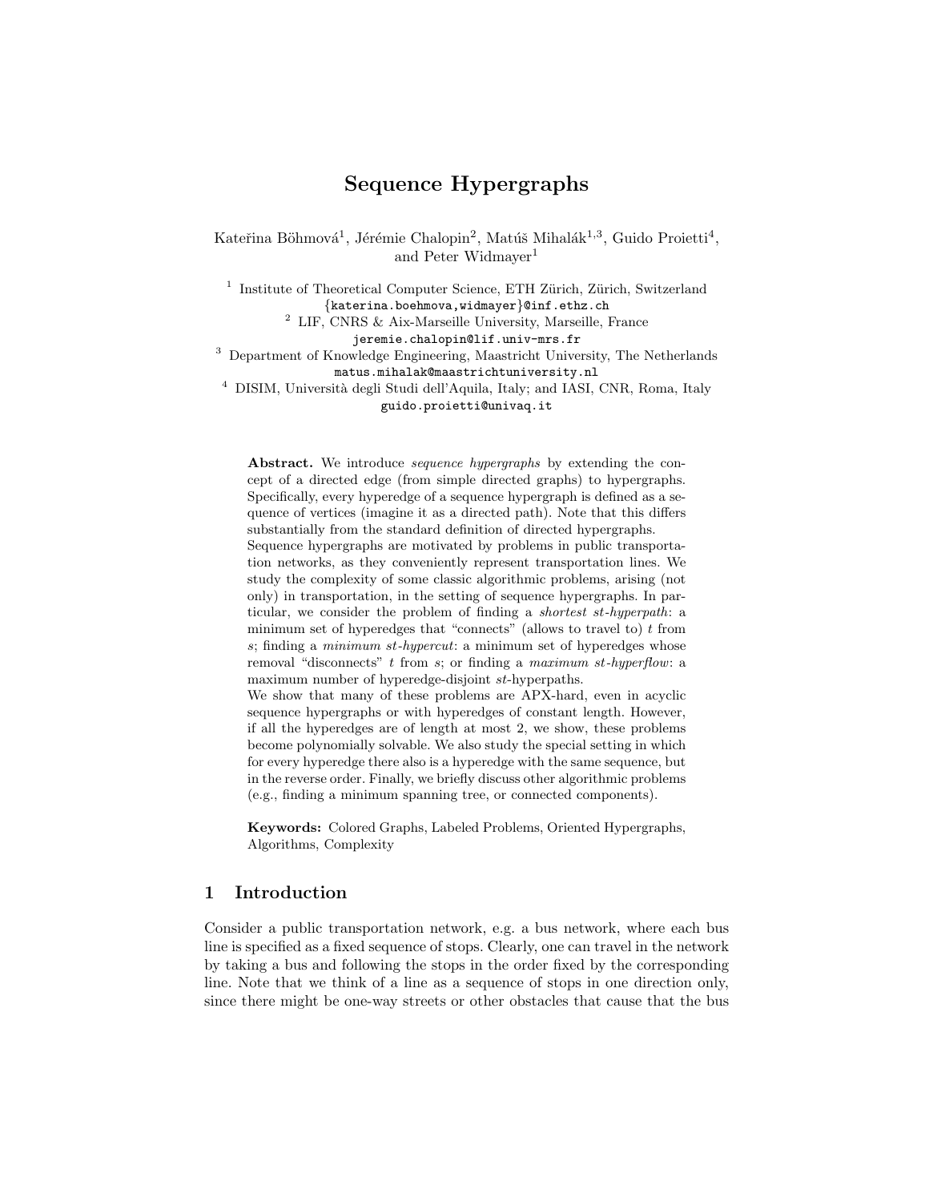# Sequence Hypergraphs

Kateřina Böhmová[1], Jérémie Chalopin[2], Matúš Mihalák[1,3], Guido Proietti[4], and Peter Widmayer[1]

[1] Institute of Theoretical Computer Science, ETH Zürich, Zürich, Switzerland
{katerina.boehmova,widmayer}@inf.ethz.ch

[2] LIF, CNRS & Aix-Marseille University, Marseille, France
jeremie.chalopin@lif.univ-mrs.fr

[3] Department of Knowledge Engineering, Maastricht University, The Netherlands
matus.mihalak@maastrichtuniversity.nl

[4] DISIM, Università degli Studi dell'Aquila, Italy; and IASI, CNR, Roma, Italy
guido.proietti@univaq.it

**Abstract.** We introduce *sequence hypergraphs* by extending the concept of a directed edge (from simple directed graphs) to hypergraphs. Specifically, every hyperedge of a sequence hypergraph is defined as a sequence of vertices (imagine it as a directed path). Note that this differs substantially from the standard definition of directed hypergraphs.
Sequence hypergraphs are motivated by problems in public transportation networks, as they conveniently represent transportation lines. We study the complexity of some classic algorithmic problems, arising (not only) in transportation, in the setting of sequence hypergraphs. In particular, we consider the problem of finding a *shortest st-hyperpath*: a minimum set of hyperedges that "connects" (allows to travel to) $t$ from $s$; finding a *minimum st-hypercut*: a minimum set of hyperedges whose removal "disconnects" $t$ from $s$; or finding a *maximum st-hyperflow*: a maximum number of hyperedge-disjoint *st*-hyperpaths.
We show that many of these problems are APX-hard, even in acyclic sequence hypergraphs or with hyperedges of constant length. However, if all the hyperedges are of length at most 2, we show, these problems become polynomially solvable. We also study the special setting in which for every hyperedge there also is a hyperedge with the same sequence, but in the reverse order. Finally, we briefly discuss other algorithmic problems (e.g., finding a minimum spanning tree, or connected components).

**Keywords:** Colored Graphs, Labeled Problems, Oriented Hypergraphs, Algorithms, Complexity

## 1 Introduction

Consider a public transportation network, e.g. a bus network, where each bus line is specified as a fixed sequence of stops. Clearly, one can travel in the network by taking a bus and following the stops in the order fixed by the corresponding line. Note that we think of a line as a sequence of stops in one direction only, since there might be one-way streets or other obstacles that cause that the bus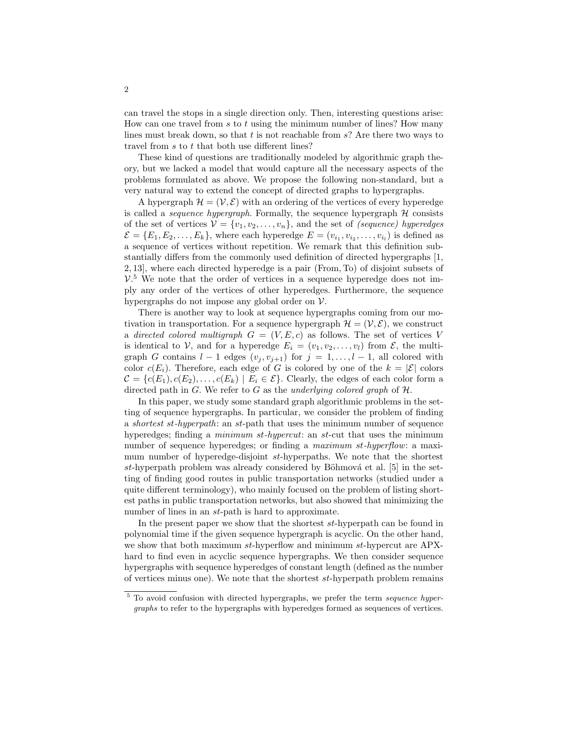can travel the stops in a single direction only. Then, interesting questions arise: How can one travel from $s$ to $t$ using the minimum number of lines? How many lines must break down, so that $t$ is not reachable from $s$? Are there two ways to travel from $s$ to $t$ that both use different lines?

These kind of questions are traditionally modeled by algorithmic graph theory, but we lacked a model that would capture all the necessary aspects of the problems formulated as above. We propose the following non-standard, but a very natural way to extend the concept of directed graphs to hypergraphs.

A hypergraph $\mathcal{H} = (\mathcal{V}, \mathcal{E})$ with an ordering of the vertices of every hyperedge is called a *sequence hypergraph*. Formally, the sequence hypergraph $\mathcal{H}$ consists of the set of vertices $\mathcal{V} = \{v_1, v_2, \ldots, v_n\}$, and the set of *(sequence) hyperedges* $\mathcal{E} = \{E_1, E_2, \ldots, E_k\}$, where each hyperedge $E = (v_{i_1}, v_{i_2}, \ldots, v_{i_l})$ is defined as a sequence of vertices without repetition. We remark that this definition substantially differs from the commonly used definition of directed hypergraphs [1, 2, 13], where each directed hyperedge is a pair (From, To) of disjoint subsets of $\mathcal{V}$.[5] We note that the order of vertices in a sequence hyperedge does not imply any order of the vertices of other hyperedges. Furthermore, the sequence hypergraphs do not impose any global order on $\mathcal{V}$.

There is another way to look at sequence hypergraphs coming from our motivation in transportation. For a sequence hypergraph $\mathcal{H} = (\mathcal{V}, \mathcal{E})$, we construct a *directed colored multigraph* $G = (V, E, c)$ as follows. The set of vertices $V$ is identical to $\mathcal{V}$, and for a hyperedge $E_i = (v_1, v_2, \ldots, v_l)$ from $\mathcal{E}$, the multigraph $G$ contains $l - 1$ edges $(v_j, v_{j+1})$ for $j = 1, \ldots, l - 1$, all colored with color $c(E_i)$. Therefore, each edge of $G$ is colored by one of the $k = |\mathcal{E}|$ colors $\mathcal{C} = \{c(E_1), c(E_2), \ldots, c(E_k) \mid E_i \in \mathcal{E}\}$. Clearly, the edges of each color form a directed path in $G$. We refer to $G$ as the *underlying colored graph* of $\mathcal{H}$.

In this paper, we study some standard graph algorithmic problems in the setting of sequence hypergraphs. In particular, we consider the problem of finding a *shortest st-hyperpath*: an $st$-path that uses the minimum number of sequence hyperedges; finding a *minimum st-hypercut*: an $st$-cut that uses the minimum number of sequence hyperedges; or finding a *maximum st-hyperflow*: a maximum number of hyperedge-disjoint $st$-hyperpaths. We note that the shortest $st$-hyperpath problem was already considered by Böhmová et al. [5] in the setting of finding good routes in public transportation networks (studied under a quite different terminology), who mainly focused on the problem of listing shortest paths in public transportation networks, but also showed that minimizing the number of lines in an $st$-path is hard to approximate.

In the present paper we show that the shortest $st$-hyperpath can be found in polynomial time if the given sequence hypergraph is acyclic. On the other hand, we show that both maximum $st$-hyperflow and minimum $st$-hypercut are APX-hard to find even in acyclic sequence hypergraphs. We then consider sequence hypergraphs with sequence hyperedges of constant length (defined as the number of vertices minus one). We note that the shortest $st$-hyperpath problem remains

[5] To avoid confusion with directed hypergraphs, we prefer the term *sequence hypergraphs* to refer to the hypergraphs with hyperedges formed as sequences of vertices.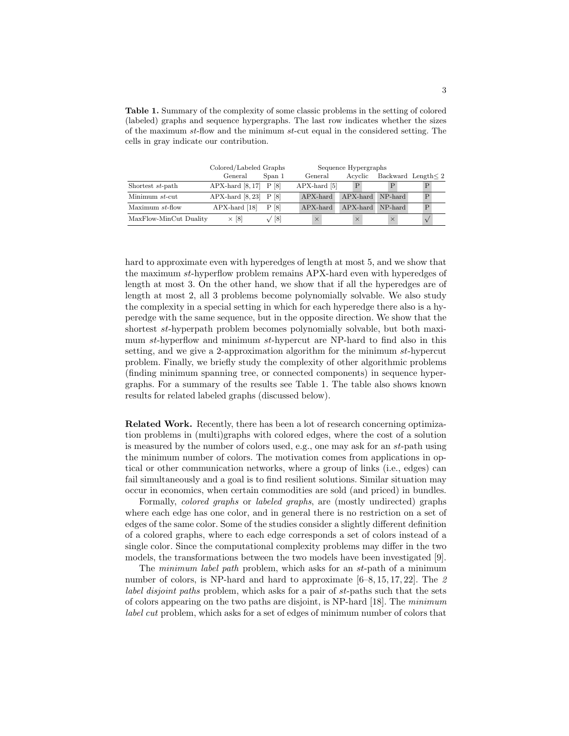**Table 1.** Summary of the complexity of some classic problems in the setting of colored (labeled) graphs and sequence hypergraphs. The last row indicates whether the sizes of the maximum $st$-flow and the minimum $st$-cut equal in the considered setting. The cells in gray indicate our contribution.

| | Colored/Labeled Graphs | | Sequence Hypergraphs | | | |
|---|---|---|---|---|---|---|
| | General | Span 1 | General | Acyclic | Backward | Length≤ 2 |
| Shortest $st$-path | APX-hard [8, 17] | P [8] | APX-hard [5] | P | P | P |
| Minimum $st$-cut | APX-hard [8, 23] | P [8] | APX-hard | APX-hard | NP-hard | P |
| Maximum $st$-flow | APX-hard [18] | P [8] | APX-hard | APX-hard | NP-hard | P |
| MaxFlow-MinCut Duality | × [8] | √ [8] | × | × | × | √ |

hard to approximate even with hyperedges of length at most 5, and we show that the maximum $st$-hyperflow problem remains APX-hard even with hyperedges of length at most 3. On the other hand, we show that if all the hyperedges are of length at most 2, all 3 problems become polynomially solvable. We also study the complexity in a special setting in which for each hyperedge there also is a hyperedge with the same sequence, but in the opposite direction. We show that the shortest $st$-hyperpath problem becomes polynomially solvable, but both maximum $st$-hyperflow and minimum $st$-hypercut are NP-hard to find also in this setting, and we give a 2-approximation algorithm for the minimum $st$-hypercut problem. Finally, we briefly study the complexity of other algorithmic problems (finding minimum spanning tree, or connected components) in sequence hypergraphs. For a summary of the results see Table 1. The table also shows known results for related labeled graphs (discussed below).

**Related Work.** Recently, there has been a lot of research concerning optimization problems in (multi)graphs with colored edges, where the cost of a solution is measured by the number of colors used, e.g., one may ask for an $st$-path using the minimum number of colors. The motivation comes from applications in optical or other communication networks, where a group of links (i.e., edges) can fail simultaneously and a goal is to find resilient solutions. Similar situation may occur in economics, when certain commodities are sold (and priced) in bundles.

Formally, *colored graphs* or *labeled graphs*, are (mostly undirected) graphs where each edge has one color, and in general there is no restriction on a set of edges of the same color. Some of the studies consider a slightly different definition of a colored graphs, where to each edge corresponds a set of colors instead of a single color. Since the computational complexity problems may differ in the two models, the transformations between the two models have been investigated [9].

The *minimum label path* problem, which asks for an $st$-path of a minimum number of colors, is NP-hard and hard to approximate [6–8, 15, 17, 22]. The *2 label disjoint paths* problem, which asks for a pair of $st$-paths such that the sets of colors appearing on the two paths are disjoint, is NP-hard [18]. The *minimum label cut* problem, which asks for a set of edges of minimum number of colors that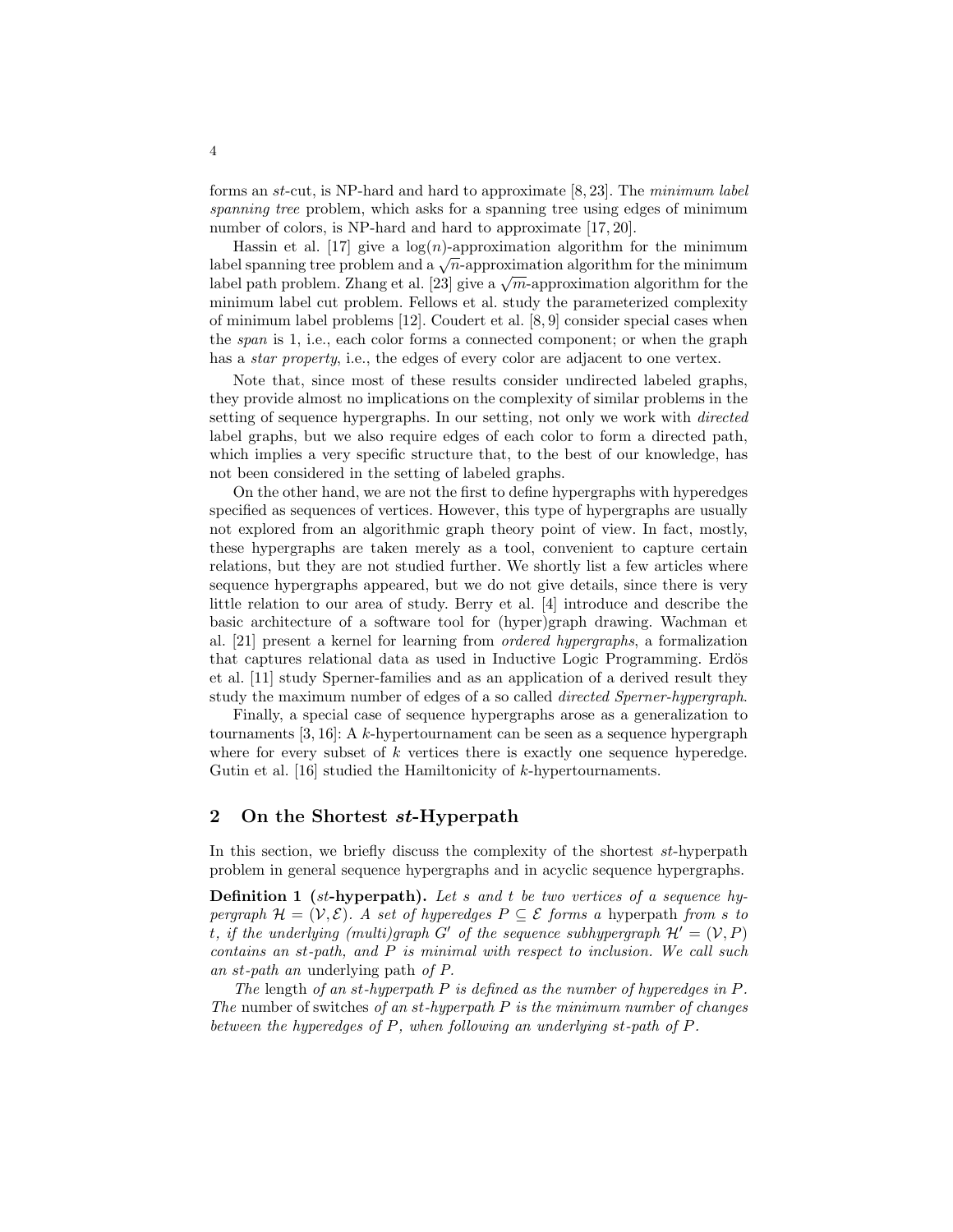forms an $st$-cut, is NP-hard and hard to approximate [8, 23]. The *minimum label spanning tree* problem, which asks for a spanning tree using edges of minimum number of colors, is NP-hard and hard to approximate [17, 20].

Hassin et al. [17] give a $\log(n)$-approximation algorithm for the minimum label spanning tree problem and a $\sqrt{n}$-approximation algorithm for the minimum label path problem. Zhang et al. [23] give a $\sqrt{m}$-approximation algorithm for the minimum label cut problem. Fellows et al. study the parameterized complexity of minimum label problems [12]. Coudert et al. [8, 9] consider special cases when the *span* is 1, i.e., each color forms a connected component; or when the graph has a *star property*, i.e., the edges of every color are adjacent to one vertex.

Note that, since most of these results consider undirected labeled graphs, they provide almost no implications on the complexity of similar problems in the setting of sequence hypergraphs. In our setting, not only we work with *directed* label graphs, but we also require edges of each color to form a directed path, which implies a very specific structure that, to the best of our knowledge, has not been considered in the setting of labeled graphs.

On the other hand, we are not the first to define hypergraphs with hyperedges specified as sequences of vertices. However, this type of hypergraphs are usually not explored from an algorithmic graph theory point of view. In fact, mostly, these hypergraphs are taken merely as a tool, convenient to capture certain relations, but they are not studied further. We shortly list a few articles where sequence hypergraphs appeared, but we do not give details, since there is very little relation to our area of study. Berry et al. [4] introduce and describe the basic architecture of a software tool for (hyper)graph drawing. Wachman et al. [21] present a kernel for learning from *ordered hypergraphs*, a formalization that captures relational data as used in Inductive Logic Programming. Erdös et al. [11] study Sperner-families and as an application of a derived result they study the maximum number of edges of a so called *directed Sperner-hypergraph*.

Finally, a special case of sequence hypergraphs arose as a generalization to tournaments [3, 16]: A $k$-hypertournament can be seen as a sequence hypergraph where for every subset of $k$ vertices there is exactly one sequence hyperedge. Gutin et al. [16] studied the Hamiltonicity of $k$-hypertournaments.

## 2 On the Shortest $st$-Hyperpath

In this section, we briefly discuss the complexity of the shortest $st$-hyperpath problem in general sequence hypergraphs and in acyclic sequence hypergraphs.

**Definition 1 ($st$-hyperpath).** *Let $s$ and $t$ be two vertices of a sequence hypergraph $\mathcal{H} = (\mathcal{V}, \mathcal{E})$. A set of hyperedges $P \subseteq \mathcal{E}$ forms a* hyperpath *from $s$ to $t$, if the underlying (multi)graph $G'$ of the sequence subhypergraph $\mathcal{H}' = (\mathcal{V}, P)$ contains an $st$-path, and $P$ is minimal with respect to inclusion. We call such an $st$-path an* underlying path *of $P$.*

*The* length *of an $st$-hyperpath $P$ is defined as the number of hyperedges in $P$. The* number of switches *of an $st$-hyperpath $P$ is the minimum number of changes between the hyperedges of $P$, when following an underlying $st$-path of $P$.*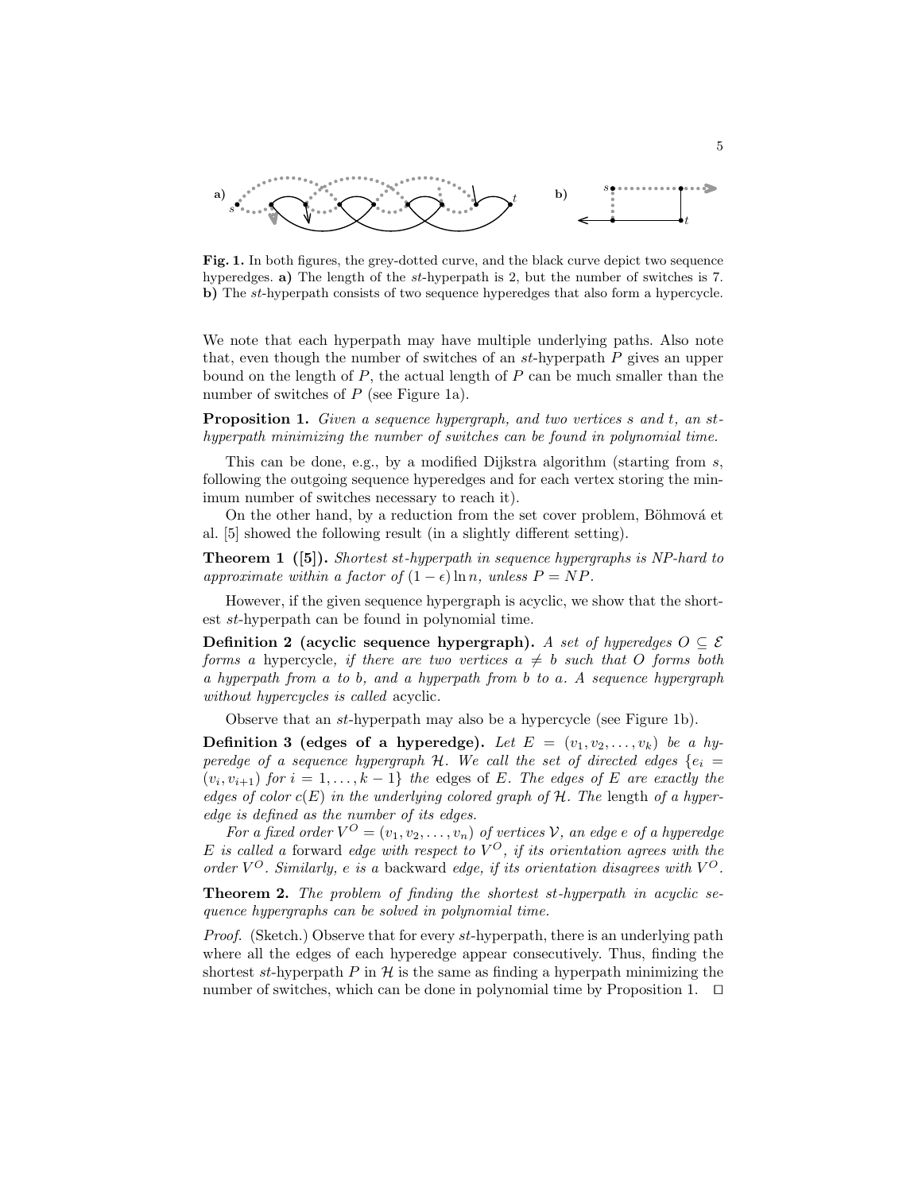**Fig. 1.** In both figures, the grey-dotted curve, and the black curve depict two sequence hyperedges. **a)** The length of the $st$-hyperpath is 2, but the number of switches is 7. **b)** The $st$-hyperpath consists of two sequence hyperedges that also form a hypercycle.

We note that each hyperpath may have multiple underlying paths. Also note that, even though the number of switches of an $st$-hyperpath $P$ gives an upper bound on the length of $P$, the actual length of $P$ can be much smaller than the number of switches of $P$ (see Figure 1a).

**Proposition 1.** *Given a sequence hypergraph, and two vertices $s$ and $t$, an $st$-hyperpath minimizing the number of switches can be found in polynomial time.*

This can be done, e.g., by a modified Dijkstra algorithm (starting from $s$, following the outgoing sequence hyperedges and for each vertex storing the minimum number of switches necessary to reach it).

On the other hand, by a reduction from the set cover problem, Böhmová et al. [5] showed the following result (in a slightly different setting).

**Theorem 1 ([5]).** *Shortest $st$-hyperpath in sequence hypergraphs is NP-hard to approximate within a factor of $(1-\epsilon)\ln n$, unless $P = NP$.*

However, if the given sequence hypergraph is acyclic, we show that the shortest $st$-hyperpath can be found in polynomial time.

**Definition 2 (acyclic sequence hypergraph).** *A set of hyperedges $O \subseteq \mathcal{E}$ forms a* hypercycle*, if there are two vertices $a \neq b$ such that $O$ forms both a hyperpath from $a$ to $b$, and a hyperpath from $b$ to $a$. A sequence hypergraph without hypercycles is called* acyclic*.*

Observe that an $st$-hyperpath may also be a hypercycle (see Figure 1b).

**Definition 3 (edges of a hyperedge).** *Let $E = (v_1, v_2, \dots, v_k)$ be a hyperedge of a sequence hypergraph $\mathcal{H}$. We call the set of directed edges $\{e_i = (v_i, v_{i+1})$ for $i = 1, \dots, k-1\}$ the* edges *of $E$. The edges of $E$ are exactly the edges of color $c(E)$ in the underlying colored graph of $\mathcal{H}$. The* length *of a hyperedge is defined as the number of its edges.*

*For a fixed order $V^O = (v_1, v_2, \dots, v_n)$ of vertices $\mathcal{V}$, an edge $e$ of a hyperedge $E$ is called a* forward *edge with respect to $V^O$, if its orientation agrees with the order $V^O$. Similarly, $e$ is a* backward *edge, if its orientation disagrees with $V^O$.*

**Theorem 2.** *The problem of finding the shortest $st$-hyperpath in acyclic sequence hypergraphs can be solved in polynomial time.*

*Proof.* (Sketch.) Observe that for every $st$-hyperpath, there is an underlying path where all the edges of each hyperedge appear consecutively. Thus, finding the shortest $st$-hyperpath $P$ in $\mathcal{H}$ is the same as finding a hyperpath minimizing the number of switches, which can be done in polynomial time by Proposition 1. ◻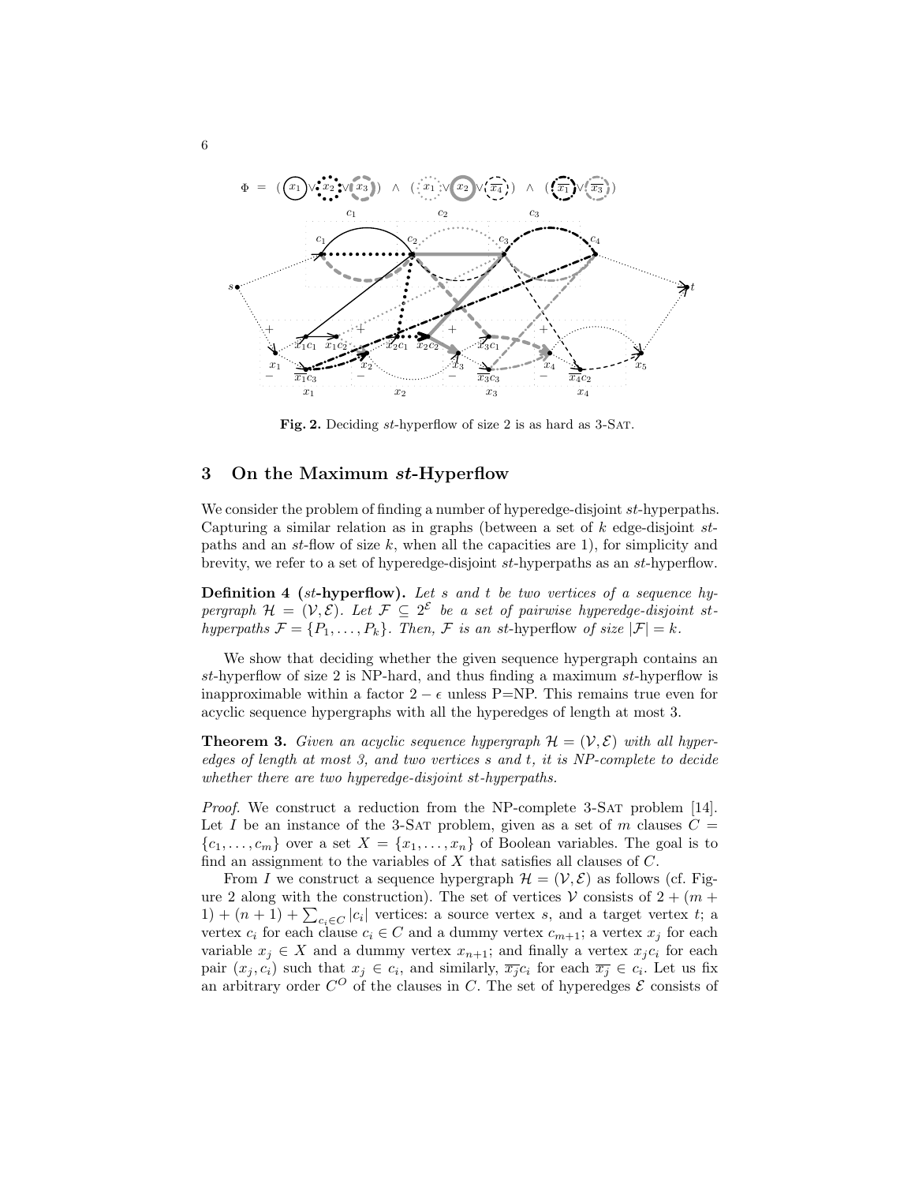$\Phi = (x_1 \vee x_2 \vee x_3) \wedge (x_1 \vee x_2 \vee \overline{x_4}) \wedge (\overline{x_1} \vee \overline{x_3})$

**Fig. 2.** Deciding *st*-hyperflow of size 2 is as hard as 3-SAT.

## 3 On the Maximum *st*-Hyperflow

We consider the problem of finding a number of hyperedge-disjoint *st*-hyperpaths. Capturing a similar relation as in graphs (between a set of $k$ edge-disjoint *st*-paths and an *st*-flow of size $k$, when all the capacities are 1), for simplicity and brevity, we refer to a set of hyperedge-disjoint *st*-hyperpaths as an *st*-hyperflow.

**Definition 4 (*st*-hyperflow).** *Let $s$ and $t$ be two vertices of a sequence hypergraph $\mathcal{H} = (\mathcal{V}, \mathcal{E})$. Let $\mathcal{F} \subseteq 2^{\mathcal{E}}$ be a set of pairwise hyperedge-disjoint st-hyperpaths $\mathcal{F} = \{P_1, \ldots, P_k\}$. Then, $\mathcal{F}$ is an st-hyperflow of size $|\mathcal{F}| = k$.*

We show that deciding whether the given sequence hypergraph contains an *st*-hyperflow of size 2 is NP-hard, and thus finding a maximum *st*-hyperflow is inapproximable within a factor $2 - \epsilon$ unless P=NP. This remains true even for acyclic sequence hypergraphs with all the hyperedges of length at most 3.

**Theorem 3.** *Given an acyclic sequence hypergraph $\mathcal{H} = (\mathcal{V}, \mathcal{E})$ with all hyperedges of length at most 3, and two vertices $s$ and $t$, it is NP-complete to decide whether there are two hyperedge-disjoint st-hyperpaths.*

*Proof.* We construct a reduction from the NP-complete 3-SAT problem [14]. Let $I$ be an instance of the 3-SAT problem, given as a set of $m$ clauses $C = \{c_1, \ldots, c_m\}$ over a set $X = \{x_1, \ldots, x_n\}$ of Boolean variables. The goal is to find an assignment to the variables of $X$ that satisfies all clauses of $C$.

From $I$ we construct a sequence hypergraph $\mathcal{H} = (\mathcal{V}, \mathcal{E})$ as follows (cf. Figure 2 along with the construction). The set of vertices $\mathcal{V}$ consists of $2 + (m + 1) + (n + 1) + \sum_{c_i \in C} |c_i|$ vertices: a source vertex $s$, and a target vertex $t$; a vertex $c_i$ for each clause $c_i \in C$ and a dummy vertex $c_{m+1}$; a vertex $x_j$ for each variable $x_j \in X$ and a dummy vertex $x_{n+1}$; and finally a vertex $x_j c_i$ for each pair $(x_j, c_i)$ such that $x_j \in c_i$, and similarly, $\overline{x_j} c_i$ for each $\overline{x_j} \in c_i$. Let us fix an arbitrary order $C^O$ of the clauses in $C$. The set of hyperedges $\mathcal{E}$ consists of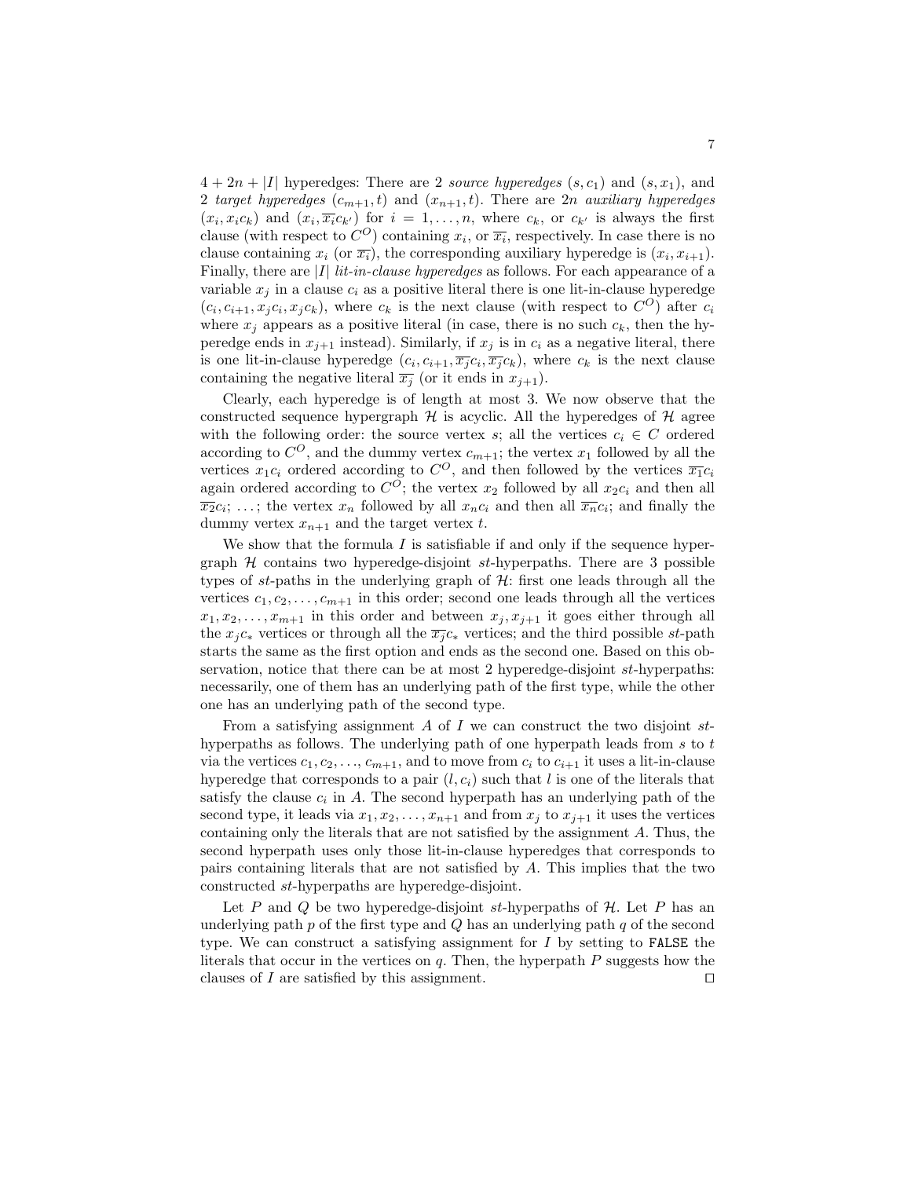$4 + 2n + |I|$ hyperedges: There are 2 *source hyperedges* $(s, c_1)$ and $(s, x_1)$, and 2 *target hyperedges* $(c_{m+1}, t)$ and $(x_{n+1}, t)$. There are $2n$ *auxiliary hyperedges* $(x_i, x_i c_k)$ and $(x_i, \overline{x_i} c_{k'})$ for $i = 1, \ldots, n$, where $c_k$, or $c_{k'}$ is always the first clause (with respect to $C^O$) containing $x_i$, or $\overline{x_i}$, respectively. In case there is no clause containing $x_i$ (or $\overline{x_i}$), the corresponding auxiliary hyperedge is $(x_i, x_{i+1})$. Finally, there are $|I|$ *lit-in-clause hyperedges* as follows. For each appearance of a variable $x_j$ in a clause $c_i$ as a positive literal there is one lit-in-clause hyperedge $(c_i, c_{i+1}, x_j c_i, x_j c_k)$, where $c_k$ is the next clause (with respect to $C^O$) after $c_i$ where $x_j$ appears as a positive literal (in case, there is no such $c_k$, then the hyperedge ends in $x_{j+1}$ instead). Similarly, if $x_j$ is in $c_i$ as a negative literal, there is one lit-in-clause hyperedge $(c_i, c_{i+1}, \overline{x_j} c_i, \overline{x_j} c_k)$, where $c_k$ is the next clause containing the negative literal $\overline{x_j}$ (or it ends in $x_{j+1}$).

Clearly, each hyperedge is of length at most 3. We now observe that the constructed sequence hypergraph $\mathcal{H}$ is acyclic. All the hyperedges of $\mathcal{H}$ agree with the following order: the source vertex $s$; all the vertices $c_i \in C$ ordered according to $C^O$, and the dummy vertex $c_{m+1}$; the vertex $x_1$ followed by all the vertices $x_1 c_i$ ordered according to $C^O$, and then followed by the vertices $\overline{x_1} c_i$ again ordered according to $C^O$; the vertex $x_2$ followed by all $x_2 c_i$ and then all $\overline{x_2} c_i$; ...; the vertex $x_n$ followed by all $x_n c_i$ and then all $\overline{x_n} c_i$; and finally the dummy vertex $x_{n+1}$ and the target vertex $t$.

We show that the formula $I$ is satisfiable if and only if the sequence hypergraph $\mathcal{H}$ contains two hyperedge-disjoint $st$-hyperpaths. There are 3 possible types of $st$-paths in the underlying graph of $\mathcal{H}$: first one leads through all the vertices $c_1, c_2, \ldots, c_{m+1}$ in this order; second one leads through all the vertices $x_1, x_2, \ldots, x_{m+1}$ in this order and between $x_j, x_{j+1}$ it goes either through all the $x_j c_*$ vertices or through all the $\overline{x_j} c_*$ vertices; and the third possible $st$-path starts the same as the first option and ends as the second one. Based on this observation, notice that there can be at most 2 hyperedge-disjoint $st$-hyperpaths: necessarily, one of them has an underlying path of the first type, while the other one has an underlying path of the second type.

From a satisfying assignment $A$ of $I$ we can construct the two disjoint $st$-hyperpaths as follows. The underlying path of one hyperpath leads from $s$ to $t$ via the vertices $c_1, c_2, \ldots, c_{m+1}$, and to move from $c_i$ to $c_{i+1}$ it uses a lit-in-clause hyperedge that corresponds to a pair $(l, c_i)$ such that $l$ is one of the literals that satisfy the clause $c_i$ in $A$. The second hyperpath has an underlying path of the second type, it leads via $x_1, x_2, \ldots, x_{n+1}$ and from $x_j$ to $x_{j+1}$ it uses the vertices containing only the literals that are not satisfied by the assignment $A$. Thus, the second hyperpath uses only those lit-in-clause hyperedges that corresponds to pairs containing literals that are not satisfied by $A$. This implies that the two constructed $st$-hyperpaths are hyperedge-disjoint.

Let $P$ and $Q$ be two hyperedge-disjoint $st$-hyperpaths of $\mathcal{H}$. Let $P$ has an underlying path $p$ of the first type and $Q$ has an underlying path $q$ of the second type. We can construct a satisfying assignment for $I$ by setting to `FALSE` the literals that occur in the vertices on $q$. Then, the hyperpath $P$ suggests how the clauses of $I$ are satisfied by this assignment. $\square$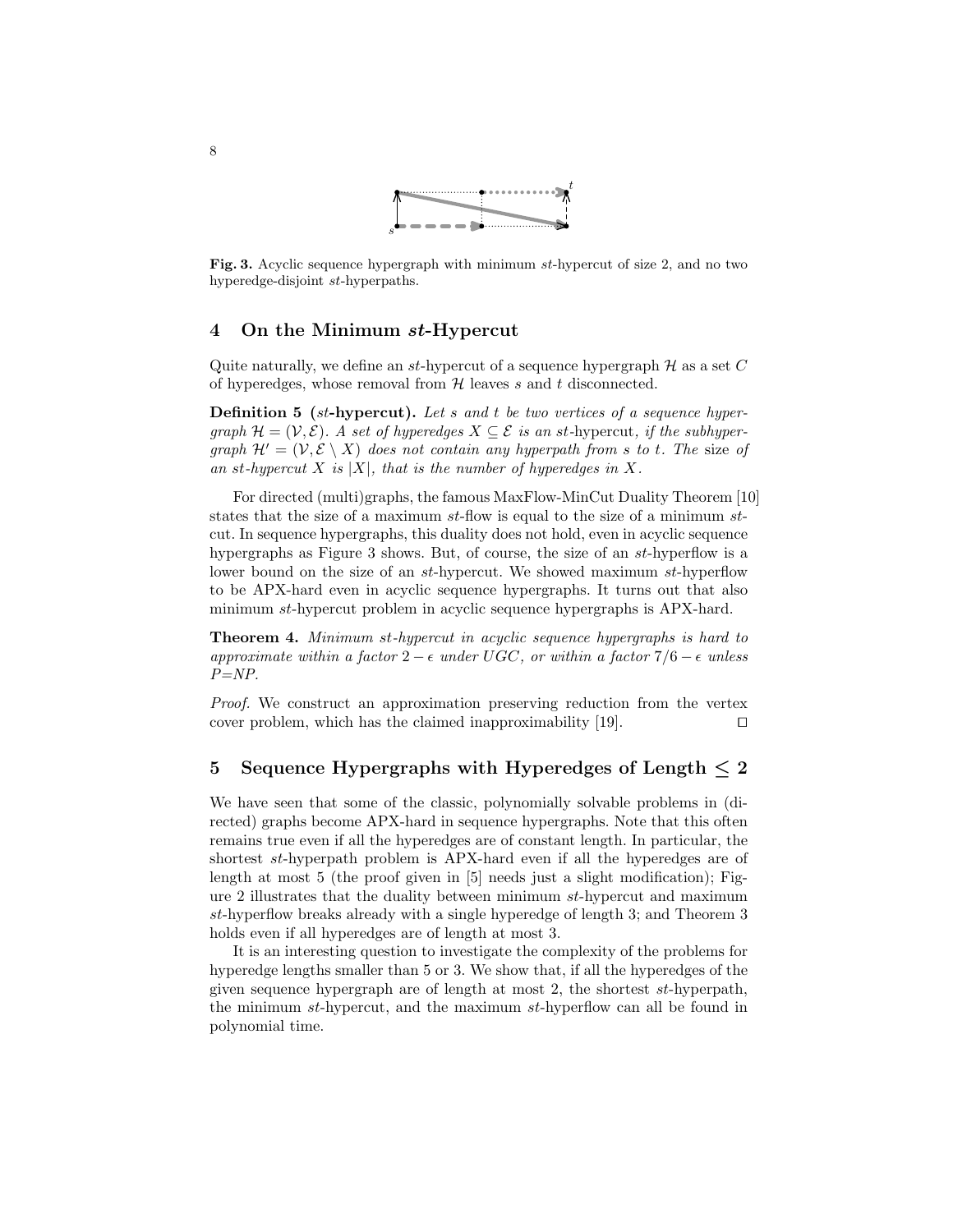Fig. 3. Acyclic sequence hypergraph with minimum $st$-hypercut of size 2, and no two hyperedge-disjoint $st$-hyperpaths.

## 4 On the Minimum $st$-Hypercut

Quite naturally, we define an $st$-hypercut of a sequence hypergraph $\mathcal{H}$ as a set $C$ of hyperedges, whose removal from $\mathcal{H}$ leaves $s$ and $t$ disconnected.

**Definition 5 ($st$-hypercut).** *Let $s$ and $t$ be two vertices of a sequence hypergraph $\mathcal{H} = (\mathcal{V}, \mathcal{E})$. A set of hyperedges $X \subseteq \mathcal{E}$ is an* $st$-hypercut*, if the subhypergraph $\mathcal{H}' = (\mathcal{V}, \mathcal{E} \setminus X)$ does not contain any hyperpath from $s$ to $t$. The* size *of an $st$-hypercut $X$ is $|X|$, that is the number of hyperedges in $X$.*

For directed (multi)graphs, the famous MaxFlow-MinCut Duality Theorem [10] states that the size of a maximum $st$-flow is equal to the size of a minimum $st$-cut. In sequence hypergraphs, this duality does not hold, even in acyclic sequence hypergraphs as Figure 3 shows. But, of course, the size of an $st$-hyperflow is a lower bound on the size of an $st$-hypercut. We showed maximum $st$-hyperflow to be APX-hard even in acyclic sequence hypergraphs. It turns out that also minimum $st$-hypercut problem in acyclic sequence hypergraphs is APX-hard.

**Theorem 4.** *Minimum st-hypercut in acyclic sequence hypergraphs is hard to approximate within a factor $2 - \epsilon$ under UGC, or within a factor $7/6 - \epsilon$ unless P=NP.*

*Proof.* We construct an approximation preserving reduction from the vertex cover problem, which has the claimed inapproximability [19]. ◻

## 5 Sequence Hypergraphs with Hyperedges of Length $\leq 2$

We have seen that some of the classic, polynomially solvable problems in (directed) graphs become APX-hard in sequence hypergraphs. Note that this often remains true even if all the hyperedges are of constant length. In particular, the shortest $st$-hyperpath problem is APX-hard even if all the hyperedges are of length at most 5 (the proof given in [5] needs just a slight modification); Figure 2 illustrates that the duality between minimum $st$-hypercut and maximum $st$-hyperflow breaks already with a single hyperedge of length 3; and Theorem 3 holds even if all hyperedges are of length at most 3.

It is an interesting question to investigate the complexity of the problems for hyperedge lengths smaller than 5 or 3. We show that, if all the hyperedges of the given sequence hypergraph are of length at most 2, the shortest $st$-hyperpath, the minimum $st$-hypercut, and the maximum $st$-hyperflow can all be found in polynomial time.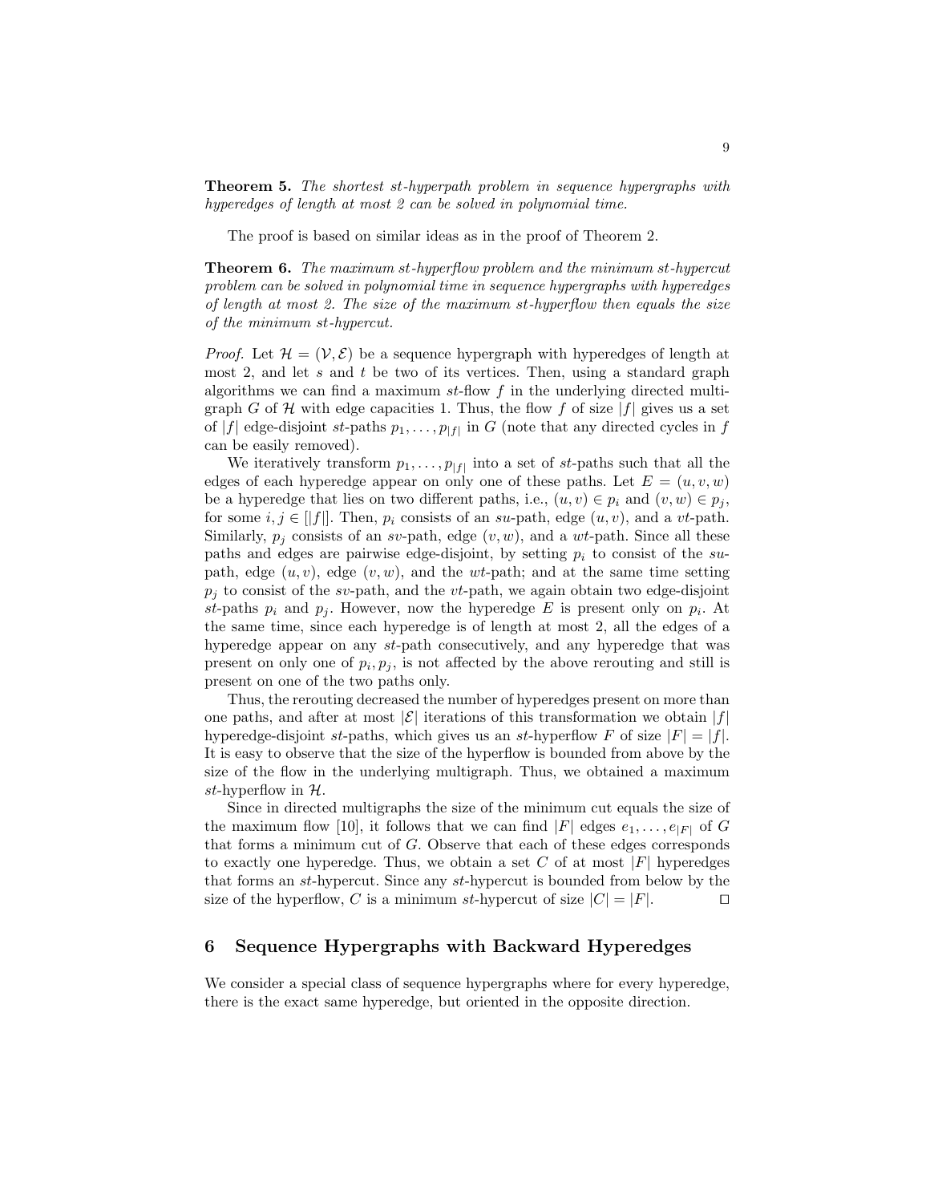**Theorem 5.** *The shortest st-hyperpath problem in sequence hypergraphs with hyperedges of length at most 2 can be solved in polynomial time.*

The proof is based on similar ideas as in the proof of Theorem 2.

**Theorem 6.** *The maximum st-hyperflow problem and the minimum st-hypercut problem can be solved in polynomial time in sequence hypergraphs with hyperedges of length at most 2. The size of the maximum st-hyperflow then equals the size of the minimum st-hypercut.*

*Proof.* Let $\mathcal{H} = (\mathcal{V}, \mathcal{E})$ be a sequence hypergraph with hyperedges of length at most 2, and let $s$ and $t$ be two of its vertices. Then, using a standard graph algorithms we can find a maximum $st$-flow $f$ in the underlying directed multigraph $G$ of $\mathcal{H}$ with edge capacities 1. Thus, the flow $f$ of size $|f|$ gives us a set of $|f|$ edge-disjoint $st$-paths $p_1, \ldots, p_{|f|}$ in $G$ (note that any directed cycles in $f$ can be easily removed).

We iteratively transform $p_1, \ldots, p_{|f|}$ into a set of $st$-paths such that all the edges of each hyperedge appear on only one of these paths. Let $E = (u, v, w)$ be a hyperedge that lies on two different paths, i.e., $(u, v) \in p_i$ and $(v, w) \in p_j$, for some $i, j \in [|f|]$. Then, $p_i$ consists of an $su$-path, edge $(u, v)$, and a $vt$-path. Similarly, $p_j$ consists of an $sv$-path, edge $(v, w)$, and a $wt$-path. Since all these paths and edges are pairwise edge-disjoint, by setting $p_i$ to consist of the $su$-path, edge $(u, v)$, edge $(v, w)$, and the $wt$-path; and at the same time setting $p_j$ to consist of the $sv$-path, and the $vt$-path, we again obtain two edge-disjoint $st$-paths $p_i$ and $p_j$. However, now the hyperedge $E$ is present only on $p_i$. At the same time, since each hyperedge is of length at most 2, all the edges of a hyperedge appear on any $st$-path consecutively, and any hyperedge that was present on only one of $p_i, p_j$, is not affected by the above rerouting and still is present on one of the two paths only.

Thus, the rerouting decreased the number of hyperedges present on more than one paths, and after at most $|\mathcal{E}|$ iterations of this transformation we obtain $|f|$ hyperedge-disjoint $st$-paths, which gives us an $st$-hyperflow $F$ of size $|F| = |f|$. It is easy to observe that the size of the hyperflow is bounded from above by the size of the flow in the underlying multigraph. Thus, we obtained a maximum $st$-hyperflow in $\mathcal{H}$.

Since in directed multigraphs the size of the minimum cut equals the size of the maximum flow [10], it follows that we can find $|F|$ edges $e_1, \ldots, e_{|F|}$ of $G$ that forms a minimum cut of $G$. Observe that each of these edges corresponds to exactly one hyperedge. Thus, we obtain a set $C$ of at most $|F|$ hyperedges that forms an $st$-hypercut. Since any $st$-hypercut is bounded from below by the size of the hyperflow, $C$ is a minimum $st$-hypercut of size $|C| = |F|$. $\square$

## 6 Sequence Hypergraphs with Backward Hyperedges

We consider a special class of sequence hypergraphs where for every hyperedge, there is the exact same hyperedge, but oriented in the opposite direction.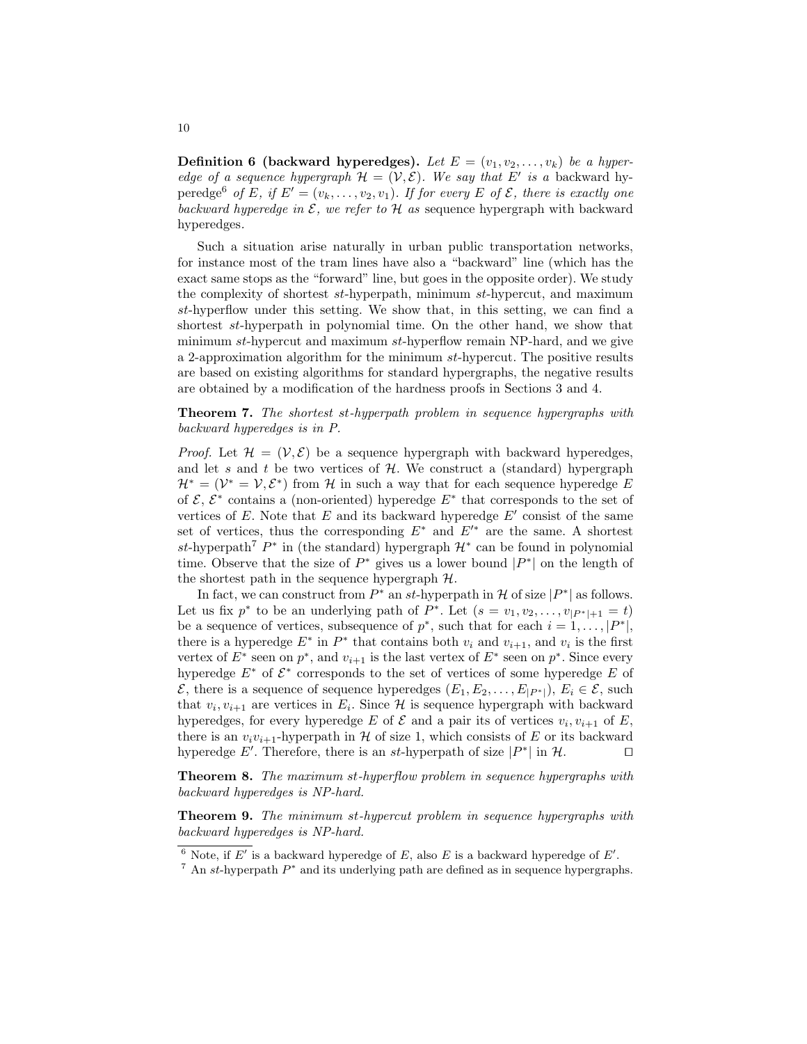**Definition 6 (backward hyperedges).** *Let $E = (v_1, v_2, \ldots, v_k)$ be a hyperedge of a sequence hypergraph $\mathcal{H} = (\mathcal{V}, \mathcal{E})$. We say that $E'$ is a* backward hyperedge[6] *of $E$, if $E' = (v_k, \ldots, v_2, v_1)$. If for every $E$ of $\mathcal{E}$, there is exactly one backward hyperedge in $\mathcal{E}$, we refer to $\mathcal{H}$ as* sequence hypergraph with backward hyperedges.

Such a situation arise naturally in urban public transportation networks, for instance most of the tram lines have also a "backward" line (which has the exact same stops as the "forward" line, but goes in the opposite order). We study the complexity of shortest $st$-hyperpath, minimum $st$-hypercut, and maximum $st$-hyperflow under this setting. We show that, in this setting, we can find a shortest $st$-hyperpath in polynomial time. On the other hand, we show that minimum $st$-hypercut and maximum $st$-hyperflow remain NP-hard, and we give a 2-approximation algorithm for the minimum $st$-hypercut. The positive results are based on existing algorithms for standard hypergraphs, the negative results are obtained by a modification of the hardness proofs in Sections 3 and 4.

**Theorem 7.** *The shortest $st$-hyperpath problem in sequence hypergraphs with backward hyperedges is in P.*

*Proof.* Let $\mathcal{H} = (\mathcal{V}, \mathcal{E})$ be a sequence hypergraph with backward hyperedges, and let $s$ and $t$ be two vertices of $\mathcal{H}$. We construct a (standard) hypergraph $\mathcal{H}^* = (\mathcal{V}^* = \mathcal{V}, \mathcal{E}^*)$ from $\mathcal{H}$ in such a way that for each sequence hyperedge $E$ of $\mathcal{E}$, $\mathcal{E}^*$ contains a (non-oriented) hyperedge $E^*$ that corresponds to the set of vertices of $E$. Note that $E$ and its backward hyperedge $E'$ consist of the same set of vertices, thus the corresponding $E^*$ and $E'^*$ are the same. A shortest $st$-hyperpath[7] $P^*$ in (the standard) hypergraph $\mathcal{H}^*$ can be found in polynomial time. Observe that the size of $P^*$ gives us a lower bound $|P^*|$ on the length of the shortest path in the sequence hypergraph $\mathcal{H}$.

In fact, we can construct from $P^*$ an $st$-hyperpath in $\mathcal{H}$ of size $|P^*|$ as follows. Let us fix $p^*$ to be an underlying path of $P^*$. Let $(s = v_1, v_2, \ldots, v_{|P^*|+1} = t)$ be a sequence of vertices, subsequence of $p^*$, such that for each $i = 1, \ldots, |P^*|$, there is a hyperedge $E^*$ in $P^*$ that contains both $v_i$ and $v_{i+1}$, and $v_i$ is the first vertex of $E^*$ seen on $p^*$, and $v_{i+1}$ is the last vertex of $E^*$ seen on $p^*$. Since every hyperedge $E^*$ of $\mathcal{E}^*$ corresponds to the set of vertices of some hyperedge $E$ of $\mathcal{E}$, there is a sequence of sequence hyperedges $(E_1, E_2, \ldots, E_{|P^*|})$, $E_i \in \mathcal{E}$, such that $v_i, v_{i+1}$ are vertices in $E_i$. Since $\mathcal{H}$ is sequence hypergraph with backward hyperedges, for every hyperedge $E$ of $\mathcal{E}$ and a pair its of vertices $v_i, v_{i+1}$ of $E$, there is an $v_i v_{i+1}$-hyperpath in $\mathcal{H}$ of size 1, which consists of $E$ or its backward hyperedge $E'$. Therefore, there is an $st$-hyperpath of size $|P^*|$ in $\mathcal{H}$. □

**Theorem 8.** *The maximum $st$-hyperflow problem in sequence hypergraphs with backward hyperedges is NP-hard.*

**Theorem 9.** *The minimum $st$-hypercut problem in sequence hypergraphs with backward hyperedges is NP-hard.*

---

[6] Note, if $E'$ is a backward hyperedge of $E$, also $E$ is a backward hyperedge of $E'$.

[7] An $st$-hyperpath $P^*$ and its underlying path are defined as in sequence hypergraphs.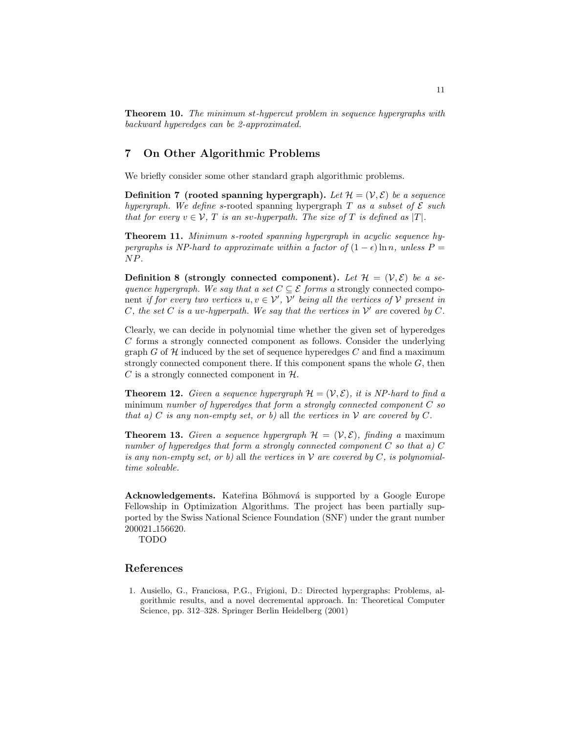**Theorem 10.** *The minimum st-hypercut problem in sequence hypergraphs with backward hyperedges can be 2-approximated.*

## 7 On Other Algorithmic Problems

We briefly consider some other standard graph algorithmic problems.

**Definition 7 (rooted spanning hypergraph).** *Let $\mathcal{H} = (\mathcal{V}, \mathcal{E})$ be a sequence hypergraph. We define* $s$-rooted spanning hypergraph *$T$ as a subset of $\mathcal{E}$ such that for every $v \in \mathcal{V}$, $T$ is an sv-hyperpath. The size of $T$ is defined as $|T|$.*

**Theorem 11.** *Minimum s-rooted spanning hypergraph in acyclic sequence hypergraphs is NP-hard to approximate within a factor of $(1 - \epsilon) \ln n$, unless $P = NP$.*

**Definition 8 (strongly connected component).** *Let $\mathcal{H} = (\mathcal{V}, \mathcal{E})$ be a sequence hypergraph. We say that a set $C \subseteq \mathcal{E}$ forms a* strongly connected component *if for every two vertices $u, v \in \mathcal{V}'$, $\mathcal{V}'$ being all the vertices of $\mathcal{V}$ present in $C$, the set $C$ is a uv-hyperpath. We say that the vertices in $\mathcal{V}'$ are* covered *by $C$.*

Clearly, we can decide in polynomial time whether the given set of hyperedges $C$ forms a strongly connected component as follows. Consider the underlying graph $G$ of $\mathcal{H}$ induced by the set of sequence hyperedges $C$ and find a maximum strongly connected component there. If this component spans the whole $G$, then $C$ is a strongly connected component in $\mathcal{H}$.

**Theorem 12.** *Given a sequence hypergraph $\mathcal{H} = (\mathcal{V}, \mathcal{E})$, it is NP-hard to find a* minimum *number of hyperedges that form a strongly connected component $C$ so that a) $C$ is any non-empty set, or b)* all *the vertices in $\mathcal{V}$ are covered by $C$.*

**Theorem 13.** *Given a sequence hypergraph $\mathcal{H} = (\mathcal{V}, \mathcal{E})$, finding a* maximum *number of hyperedges that form a strongly connected component $C$ so that a) $C$ is any non-empty set, or b)* all *the vertices in $\mathcal{V}$ are covered by $C$, is polynomial-time solvable.*

**Acknowledgements.** Kateřina Böhmová is supported by a Google Europe Fellowship in Optimization Algorithms. The project has been partially supported by the Swiss National Science Foundation (SNF) under the grant number 200021_156620.

TODO

## References

1. Ausiello, G., Franciosa, P.G., Frigioni, D.: Directed hypergraphs: Problems, algorithmic results, and a novel decremental approach. In: Theoretical Computer Science, pp. 312–328. Springer Berlin Heidelberg (2001)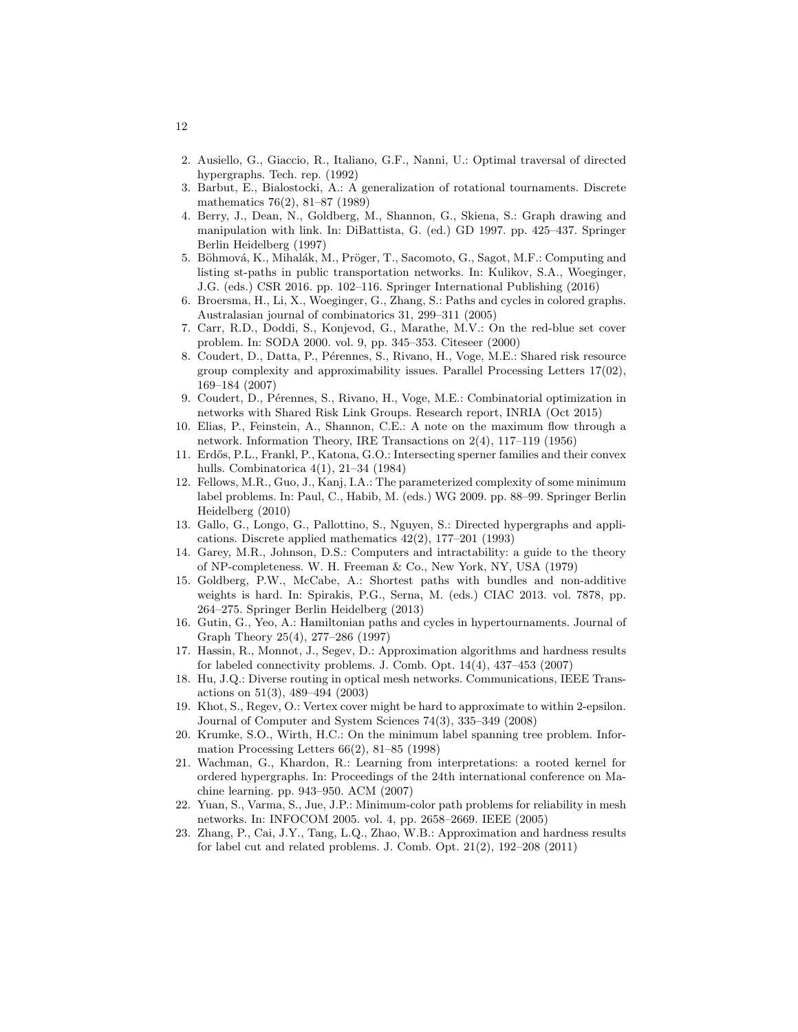2. Ausiello, G., Giaccio, R., Italiano, G.F., Nanni, U.: Optimal traversal of directed hypergraphs. Tech. rep. (1992)
3. Barbut, E., Bialostocki, A.: A generalization of rotational tournaments. Discrete mathematics 76(2), 81–87 (1989)
4. Berry, J., Dean, N., Goldberg, M., Shannon, G., Skiena, S.: Graph drawing and manipulation with link. In: DiBattista, G. (ed.) GD 1997. pp. 425–437. Springer Berlin Heidelberg (1997)
5. Böhmová, K., Mihalák, M., Pröger, T., Sacomoto, G., Sagot, M.F.: Computing and listing st-paths in public transportation networks. In: Kulikov, S.A., Woeginger, J.G. (eds.) CSR 2016. pp. 102–116. Springer International Publishing (2016)
6. Broersma, H., Li, X., Woeginger, G., Zhang, S.: Paths and cycles in colored graphs. Australasian journal of combinatorics 31, 299–311 (2005)
7. Carr, R.D., Doddi, S., Konjevod, G., Marathe, M.V.: On the red-blue set cover problem. In: SODA 2000. vol. 9, pp. 345–353. Citeseer (2000)
8. Coudert, D., Datta, P., Pérennes, S., Rivano, H., Voge, M.E.: Shared risk resource group complexity and approximability issues. Parallel Processing Letters 17(02), 169–184 (2007)
9. Coudert, D., Pérennes, S., Rivano, H., Voge, M.E.: Combinatorial optimization in networks with Shared Risk Link Groups. Research report, INRIA (Oct 2015)
10. Elias, P., Feinstein, A., Shannon, C.E.: A note on the maximum flow through a network. Information Theory, IRE Transactions on 2(4), 117–119 (1956)
11. Erdős, P.L., Frankl, P., Katona, G.O.: Intersecting sperner families and their convex hulls. Combinatorica 4(1), 21–34 (1984)
12. Fellows, M.R., Guo, J., Kanj, I.A.: The parameterized complexity of some minimum label problems. In: Paul, C., Habib, M. (eds.) WG 2009. pp. 88–99. Springer Berlin Heidelberg (2010)
13. Gallo, G., Longo, G., Pallottino, S., Nguyen, S.: Directed hypergraphs and applications. Discrete applied mathematics 42(2), 177–201 (1993)
14. Garey, M.R., Johnson, D.S.: Computers and intractability: a guide to the theory of NP-completeness. W. H. Freeman & Co., New York, NY, USA (1979)
15. Goldberg, P.W., McCabe, A.: Shortest paths with bundles and non-additive weights is hard. In: Spirakis, P.G., Serna, M. (eds.) CIAC 2013. vol. 7878, pp. 264–275. Springer Berlin Heidelberg (2013)
16. Gutin, G., Yeo, A.: Hamiltonian paths and cycles in hypertournaments. Journal of Graph Theory 25(4), 277–286 (1997)
17. Hassin, R., Monnot, J., Segev, D.: Approximation algorithms and hardness results for labeled connectivity problems. J. Comb. Opt. 14(4), 437–453 (2007)
18. Hu, J.Q.: Diverse routing in optical mesh networks. Communications, IEEE Transactions on 51(3), 489–494 (2003)
19. Khot, S., Regev, O.: Vertex cover might be hard to approximate to within 2-epsilon. Journal of Computer and System Sciences 74(3), 335–349 (2008)
20. Krumke, S.O., Wirth, H.C.: On the minimum label spanning tree problem. Information Processing Letters 66(2), 81–85 (1998)
21. Wachman, G., Khardon, R.: Learning from interpretations: a rooted kernel for ordered hypergraphs. In: Proceedings of the 24th international conference on Machine learning. pp. 943–950. ACM (2007)
22. Yuan, S., Varma, S., Jue, J.P.: Minimum-color path problems for reliability in mesh networks. In: INFOCOM 2005. vol. 4, pp. 2658–2669. IEEE (2005)
23. Zhang, P., Cai, J.Y., Tang, L.Q., Zhao, W.B.: Approximation and hardness results for label cut and related problems. J. Comb. Opt. 21(2), 192–208 (2011)